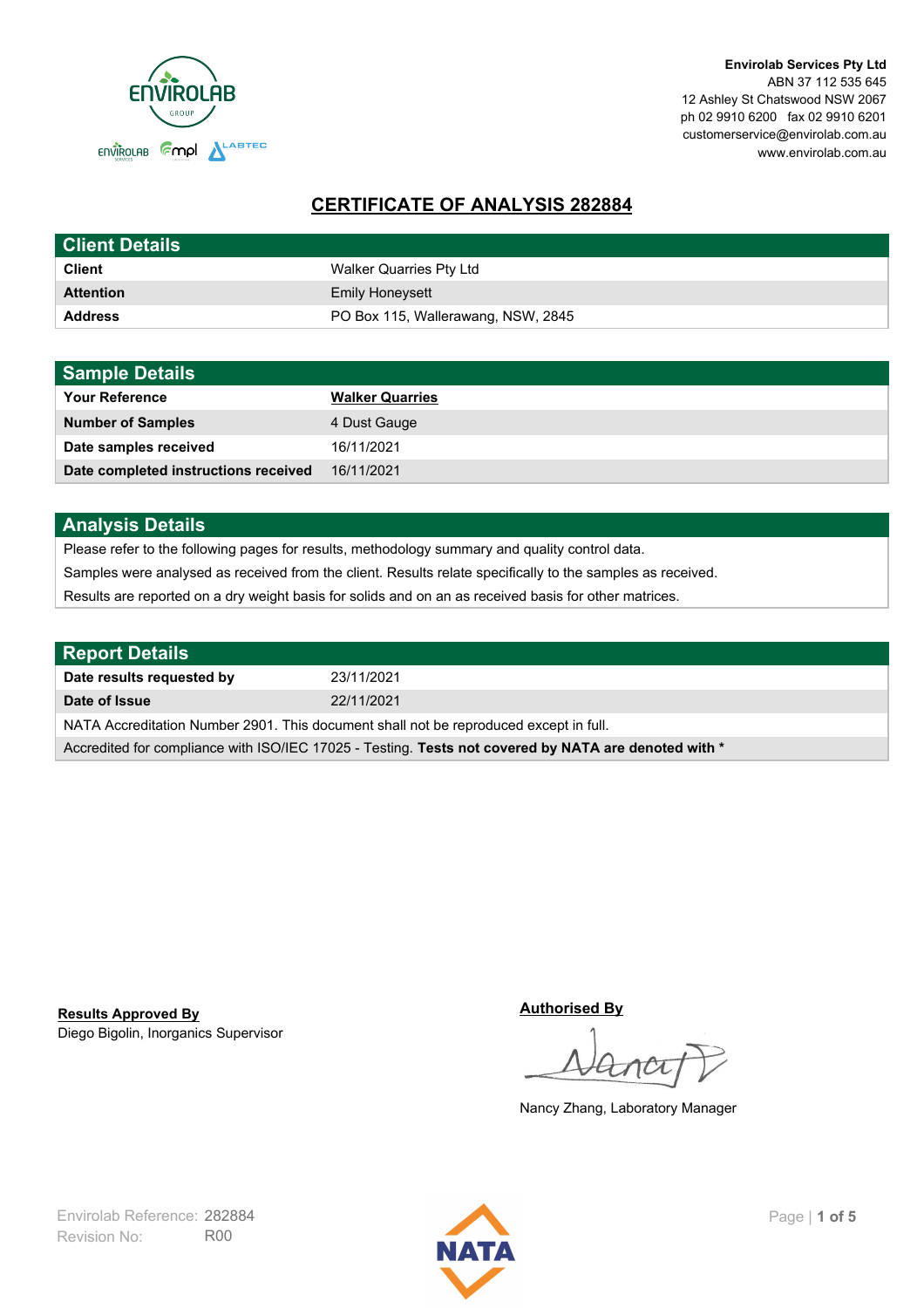**Envirolab Services Pty Ltd**
ABN 37 112 535 645
12 Ashley St Chatswood NSW 2067
ph 02 9910 6200 fax 02 9910 6201
customerservice@envirolab.com.au
www.envirolab.com.au

# CERTIFICATE OF ANALYSIS 282884

| Client Details | |
|---|---|
| **Client** | Walker Quarries Pty Ltd |
| **Attention** | Emily Honeysett |
| **Address** | PO Box 115, Wallerawang, NSW, 2845 |

| Sample Details | |
|---|---|
| **Your Reference** | **Walker Quarries** |
| **Number of Samples** | 4 Dust Gauge |
| **Date samples received** | 16/11/2021 |
| **Date completed instructions received** | 16/11/2021 |

## Analysis Details

Please refer to the following pages for results, methodology summary and quality control data.

Samples were analysed as received from the client. Results relate specifically to the samples as received.

Results are reported on a dry weight basis for solids and on an as received basis for other matrices.

| Report Details | |
|---|---|
| **Date results requested by** | 23/11/2021 |
| **Date of Issue** | 22/11/2021 |

NATA Accreditation Number 2901. This document shall not be reproduced except in full.

Accredited for compliance with ISO/IEC 17025 - Testing. **Tests not covered by NATA are denoted with ***

**Results Approved By**
Diego Bigolin, Inorganics Supervisor

**Authorised By**
Nancy Zhang, Laboratory Manager

Envirolab Reference: 282884
Revision No: R00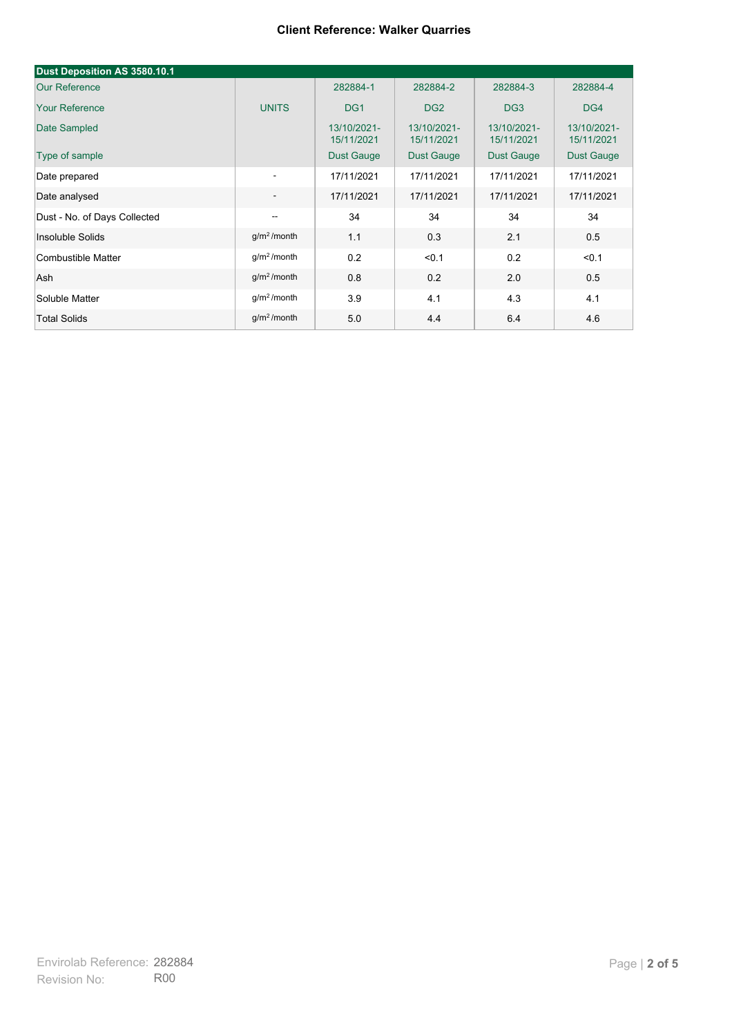**Client Reference: Walker Quarries**

| Dust Deposition AS 3580.10.1 | | | | | |
|---|---|---|---|---|---|
| Our Reference | | 282884-1 | 282884-2 | 282884-3 | 282884-4 |
| Your Reference | UNITS | DG1 | DG2 | DG3 | DG4 |
| Date Sampled | | 13/10/2021-15/11/2021 | 13/10/2021-15/11/2021 | 13/10/2021-15/11/2021 | 13/10/2021-15/11/2021 |
| Type of sample | | Dust Gauge | Dust Gauge | Dust Gauge | Dust Gauge |
| Date prepared | - | 17/11/2021 | 17/11/2021 | 17/11/2021 | 17/11/2021 |
| Date analysed | - | 17/11/2021 | 17/11/2021 | 17/11/2021 | 17/11/2021 |
| Dust - No. of Days Collected | -- | 34 | 34 | 34 | 34 |
| Insoluble Solids | $g/m^2$/month | 1.1 | 0.3 | 2.1 | 0.5 |
| Combustible Matter | $g/m^2$/month | 0.2 | <0.1 | 0.2 | <0.1 |
| Ash | $g/m^2$/month | 0.8 | 0.2 | 2.0 | 0.5 |
| Soluble Matter | $g/m^2$/month | 3.9 | 4.1 | 4.3 | 4.1 |
| Total Solids | $g/m^2$/month | 5.0 | 4.4 | 6.4 | 4.6 |

Envirolab Reference: 282884
Revision No: R00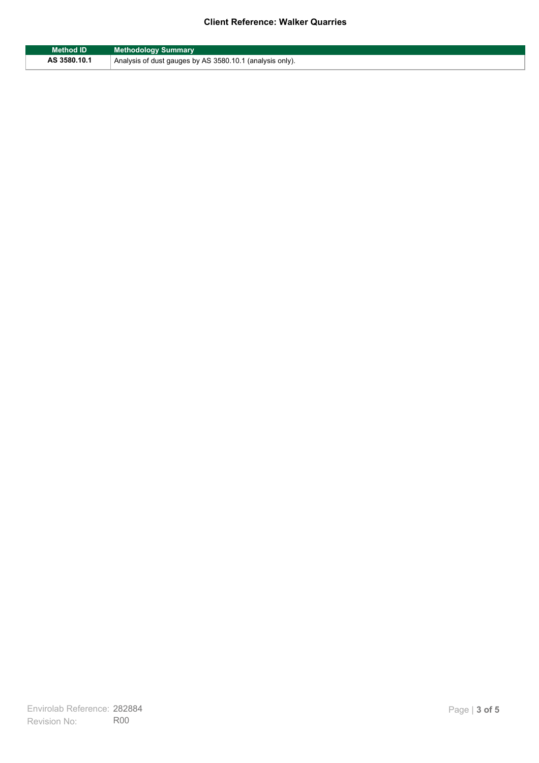| Method ID | Methodology Summary |
|---|---|
| AS 3580.10.1 | Analysis of dust gauges by AS 3580.10.1 (analysis only). |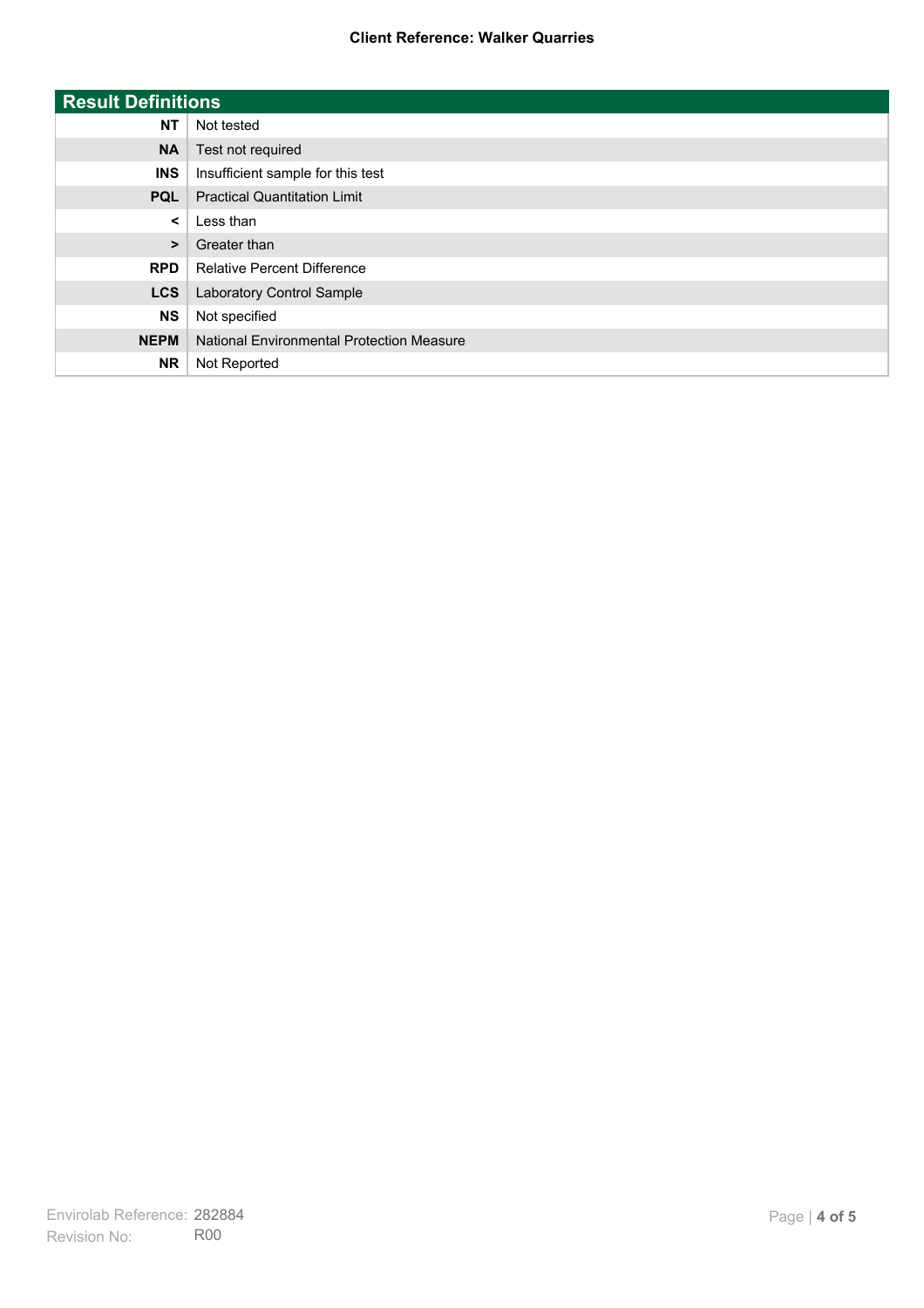## Result Definitions

| | |
|---|---|
| **NT** | Not tested |
| **NA** | Test not required |
| **INS** | Insufficient sample for this test |
| **PQL** | Practical Quantitation Limit |
| **<** | Less than |
| **>** | Greater than |
| **RPD** | Relative Percent Difference |
| **LCS** | Laboratory Control Sample |
| **NS** | Not specified |
| **NEPM** | National Environmental Protection Measure |
| **NR** | Not Reported |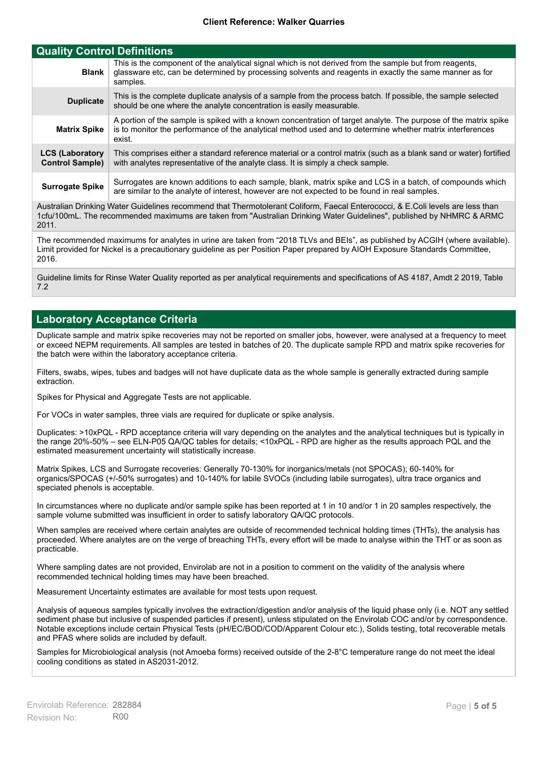## Quality Control Definitions

| | |
|---|---|
| **Blank** | This is the component of the analytical signal which is not derived from the sample but from reagents, glassware etc, can be determined by processing solvents and reagents in exactly the same manner as for samples. |
| **Duplicate** | This is the complete duplicate analysis of a sample from the process batch. If possible, the sample selected should be one where the analyte concentration is easily measurable. |
| **Matrix Spike** | A portion of the sample is spiked with a known concentration of target analyte. The purpose of the matrix spike is to monitor the performance of the analytical method used and to determine whether matrix interferences exist. |
| **LCS (Laboratory Control Sample)** | This comprises either a standard reference material or a control matrix (such as a blank sand or water) fortified with analytes representative of the analyte class. It is simply a check sample. |
| **Surrogate Spike** | Surrogates are known additions to each sample, blank, matrix spike and LCS in a batch, of compounds which are similar to the analyte of interest, however are not expected to be found in real samples. |

Australian Drinking Water Guidelines recommend that Thermotolerant Coliform, Faecal Enterococci, & E.Coli levels are less than 1cfu/100mL. The recommended maximums are taken from "Australian Drinking Water Guidelines", published by NHMRC & ARMC 2011.

The recommended maximums for analytes in urine are taken from “2018 TLVs and BEIs”, as published by ACGIH (where available). Limit provided for Nickel is a precautionary guideline as per Position Paper prepared by AIOH Exposure Standards Committee, 2016.

Guideline limits for Rinse Water Quality reported as per analytical requirements and specifications of AS 4187, Amdt 2 2019, Table 7.2

## Laboratory Acceptance Criteria

Duplicate sample and matrix spike recoveries may not be reported on smaller jobs, however, were analysed at a frequency to meet or exceed NEPM requirements. All samples are tested in batches of 20. The duplicate sample RPD and matrix spike recoveries for the batch were within the laboratory acceptance criteria.

Filters, swabs, wipes, tubes and badges will not have duplicate data as the whole sample is generally extracted during sample extraction.

Spikes for Physical and Aggregate Tests are not applicable.

For VOCs in water samples, three vials are required for duplicate or spike analysis.

Duplicates: >10xPQL - RPD acceptance criteria will vary depending on the analytes and the analytical techniques but is typically in the range 20%-50% – see ELN-P05 QA/QC tables for details; <10xPQL - RPD are higher as the results approach PQL and the estimated measurement uncertainty will statistically increase.

Matrix Spikes, LCS and Surrogate recoveries: Generally 70-130% for inorganics/metals (not SPOCAS); 60-140% for organics/SPOCAS (+/-50% surrogates) and 10-140% for labile SVOCs (including labile surrogates), ultra trace organics and speciated phenols is acceptable.

In circumstances where no duplicate and/or sample spike has been reported at 1 in 10 and/or 1 in 20 samples respectively, the sample volume submitted was insufficient in order to satisfy laboratory QA/QC protocols.

When samples are received where certain analytes are outside of recommended technical holding times (THTs), the analysis has proceeded. Where analytes are on the verge of breaching THTs, every effort will be made to analyse within the THT or as soon as practicable.

Where sampling dates are not provided, Envirolab are not in a position to comment on the validity of the analysis where recommended technical holding times may have been breached.

Measurement Uncertainty estimates are available for most tests upon request.

Analysis of aqueous samples typically involves the extraction/digestion and/or analysis of the liquid phase only (i.e. NOT any settled sediment phase but inclusive of suspended particles if present), unless stipulated on the Envirolab COC and/or by correspondence. Notable exceptions include certain Physical Tests (pH/EC/BOD/COD/Apparent Colour etc.), Solids testing, total recoverable metals and PFAS where solids are included by default.

Samples for Microbiological analysis (not Amoeba forms) received outside of the 2-8°C temperature range do not meet the ideal cooling conditions as stated in AS2031-2012.